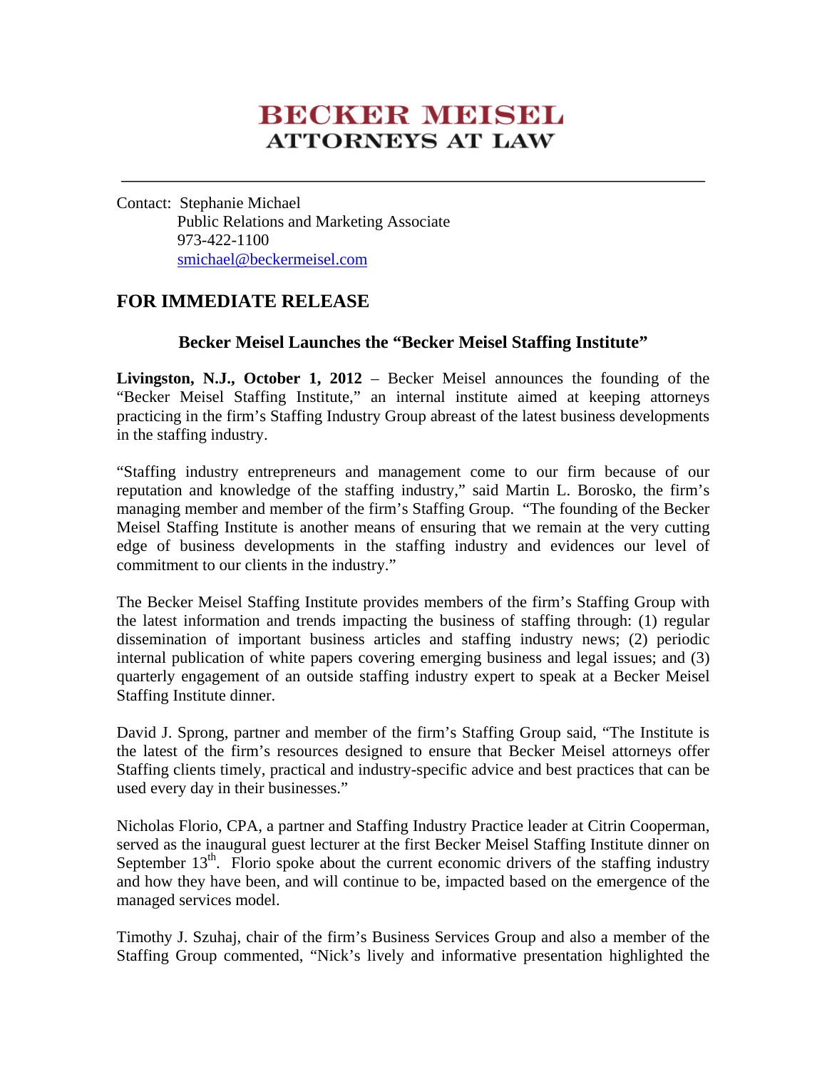# BECKER MEISEL
## ATTORNEYS AT LAW

---

Contact: Stephanie Michael
Public Relations and Marketing Associate
973-422-1100
smichael@beckermeisel.com

## FOR IMMEDIATE RELEASE

### Becker Meisel Launches the "Becker Meisel Staffing Institute"

**Livingston, N.J., October 1, 2012** – Becker Meisel announces the founding of the "Becker Meisel Staffing Institute," an internal institute aimed at keeping attorneys practicing in the firm's Staffing Industry Group abreast of the latest business developments in the staffing industry.

"Staffing industry entrepreneurs and management come to our firm because of our reputation and knowledge of the staffing industry," said Martin L. Borosko, the firm's managing member and member of the firm's Staffing Group. "The founding of the Becker Meisel Staffing Institute is another means of ensuring that we remain at the very cutting edge of business developments in the staffing industry and evidences our level of commitment to our clients in the industry."

The Becker Meisel Staffing Institute provides members of the firm's Staffing Group with the latest information and trends impacting the business of staffing through: (1) regular dissemination of important business articles and staffing industry news; (2) periodic internal publication of white papers covering emerging business and legal issues; and (3) quarterly engagement of an outside staffing industry expert to speak at a Becker Meisel Staffing Institute dinner.

David J. Sprong, partner and member of the firm's Staffing Group said, "The Institute is the latest of the firm's resources designed to ensure that Becker Meisel attorneys offer Staffing clients timely, practical and industry-specific advice and best practices that can be used every day in their businesses."

Nicholas Florio, CPA, a partner and Staffing Industry Practice leader at Citrin Cooperman, served as the inaugural guest lecturer at the first Becker Meisel Staffing Institute dinner on September 13th. Florio spoke about the current economic drivers of the staffing industry and how they have been, and will continue to be, impacted based on the emergence of the managed services model.

Timothy J. Szuhaj, chair of the firm's Business Services Group and also a member of the Staffing Group commented, "Nick's lively and informative presentation highlighted the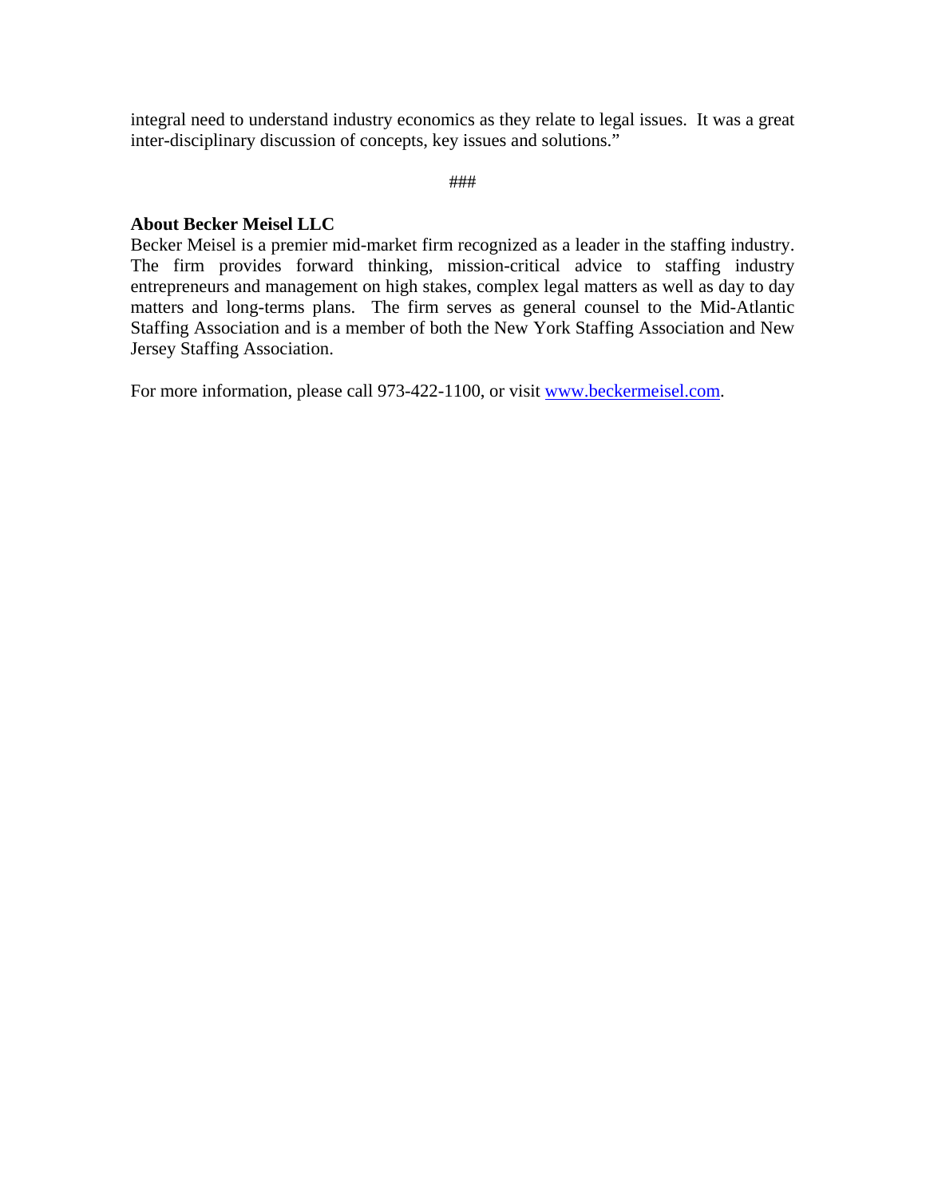integral need to understand industry economics as they relate to legal issues. It was a great inter-disciplinary discussion of concepts, key issues and solutions."

###

**About Becker Meisel LLC**

Becker Meisel is a premier mid-market firm recognized as a leader in the staffing industry. The firm provides forward thinking, mission-critical advice to staffing industry entrepreneurs and management on high stakes, complex legal matters as well as day to day matters and long-terms plans. The firm serves as general counsel to the Mid-Atlantic Staffing Association and is a member of both the New York Staffing Association and New Jersey Staffing Association.

For more information, please call 973-422-1100, or visit [www.beckermeisel.com](http://www.beckermeisel.com).